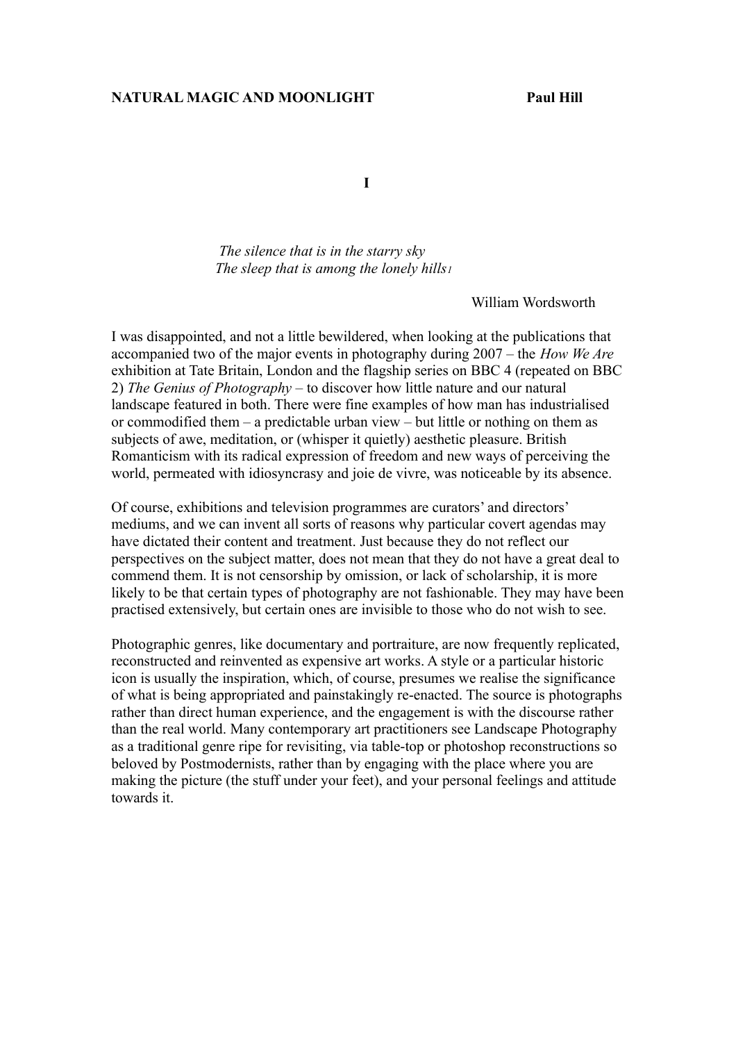**NATURAL MAGIC AND MOONLIGHT** **Paul Hill**

**I**

*The silence that is in the starry sky*
*The sleep that is among the lonely hills*[1]

William Wordsworth

I was disappointed, and not a little bewildered, when looking at the publications that accompanied two of the major events in photography during 2007 – the *How We Are* exhibition at Tate Britain, London and the flagship series on BBC 4 (repeated on BBC 2) *The Genius of Photography* – to discover how little nature and our natural landscape featured in both. There were fine examples of how man has industrialised or commodified them – a predictable urban view – but little or nothing on them as subjects of awe, meditation, or (whisper it quietly) aesthetic pleasure. British Romanticism with its radical expression of freedom and new ways of perceiving the world, permeated with idiosyncrasy and joie de vivre, was noticeable by its absence.

Of course, exhibitions and television programmes are curators' and directors' mediums, and we can invent all sorts of reasons why particular covert agendas may have dictated their content and treatment. Just because they do not reflect our perspectives on the subject matter, does not mean that they do not have a great deal to commend them. It is not censorship by omission, or lack of scholarship, it is more likely to be that certain types of photography are not fashionable. They may have been practised extensively, but certain ones are invisible to those who do not wish to see.

Photographic genres, like documentary and portraiture, are now frequently replicated, reconstructed and reinvented as expensive art works. A style or a particular historic icon is usually the inspiration, which, of course, presumes we realise the significance of what is being appropriated and painstakingly re-enacted. The source is photographs rather than direct human experience, and the engagement is with the discourse rather than the real world. Many contemporary art practitioners see Landscape Photography as a traditional genre ripe for revisiting, via table-top or photoshop reconstructions so beloved by Postmodernists, rather than by engaging with the place where you are making the picture (the stuff under your feet), and your personal feelings and attitude towards it.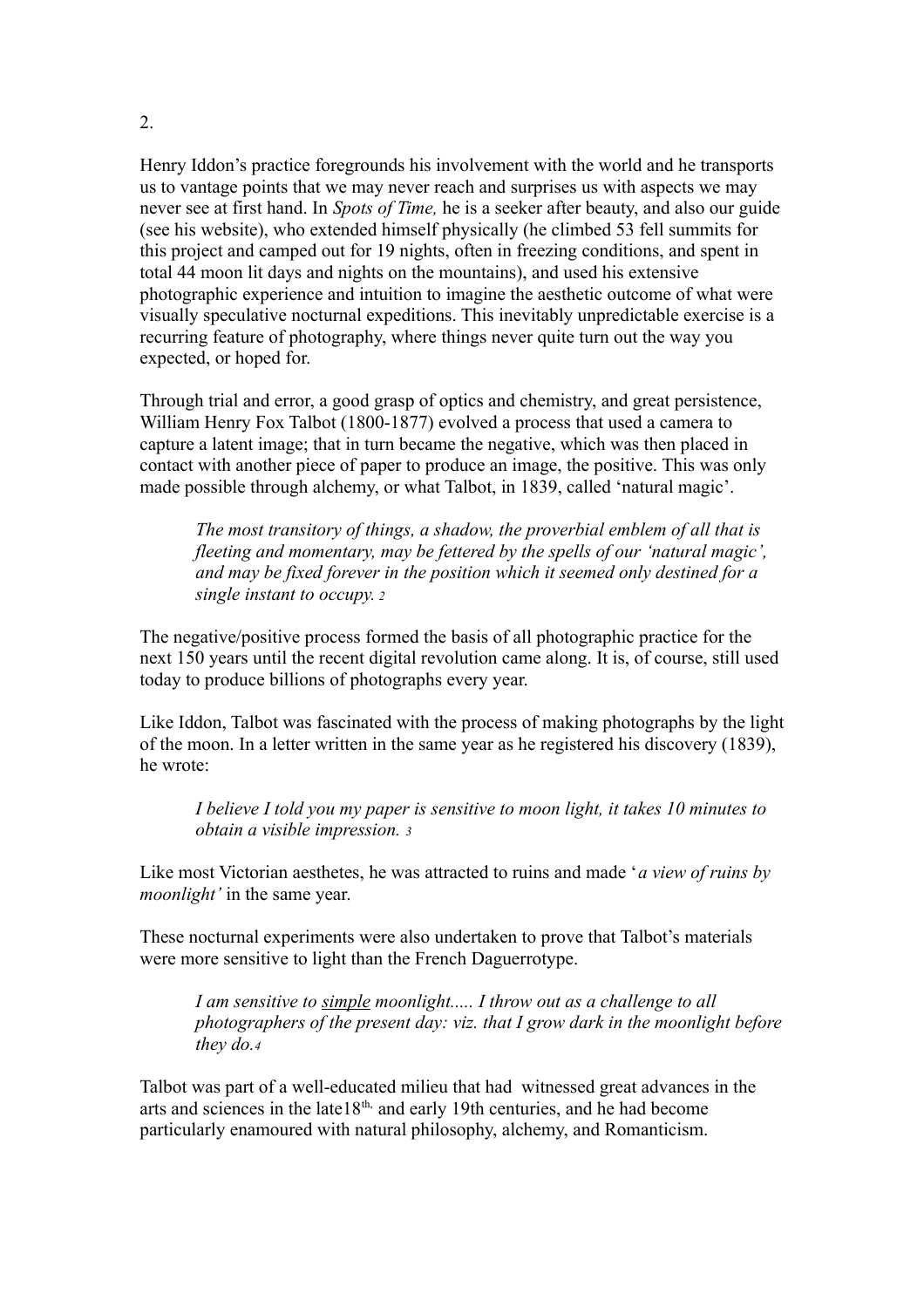Henry Iddon's practice foregrounds his involvement with the world and he transports us to vantage points that we may never reach and surprises us with aspects we may never see at first hand. In *Spots of Time,* he is a seeker after beauty, and also our guide (see his website), who extended himself physically (he climbed 53 fell summits for this project and camped out for 19 nights, often in freezing conditions, and spent in total 44 moon lit days and nights on the mountains), and used his extensive photographic experience and intuition to imagine the aesthetic outcome of what were visually speculative nocturnal expeditions. This inevitably unpredictable exercise is a recurring feature of photography, where things never quite turn out the way you expected, or hoped for.

Through trial and error, a good grasp of optics and chemistry, and great persistence, William Henry Fox Talbot (1800-1877) evolved a process that used a camera to capture a latent image; that in turn became the negative, which was then placed in contact with another piece of paper to produce an image, the positive. This was only made possible through alchemy, or what Talbot, in 1839, called 'natural magic'.

> *The most transitory of things, a shadow, the proverbial emblem of all that is fleeting and momentary, may be fettered by the spells of our 'natural magic', and may be fixed forever in the position which it seemed only destined for a single instant to occupy.* [2]

The negative/positive process formed the basis of all photographic practice for the next 150 years until the recent digital revolution came along. It is, of course, still used today to produce billions of photographs every year.

Like Iddon, Talbot was fascinated with the process of making photographs by the light of the moon. In a letter written in the same year as he registered his discovery (1839), he wrote:

> *I believe I told you my paper is sensitive to moon light, it takes 10 minutes to obtain a visible impression.* [3]

Like most Victorian aesthetes, he was attracted to ruins and made '*a view of ruins by moonlight'* in the same year.

These nocturnal experiments were also undertaken to prove that Talbot's materials were more sensitive to light than the French Daguerrotype.

> *I am sensitive to <u>simple</u> moonlight..... I throw out as a challenge to all photographers of the present day: viz. that I grow dark in the moonlight before they do.*[4]

Talbot was part of a well-educated milieu that had witnessed great advances in the arts and sciences in the late18th, and early 19th centuries, and he had become particularly enamoured with natural philosophy, alchemy, and Romanticism.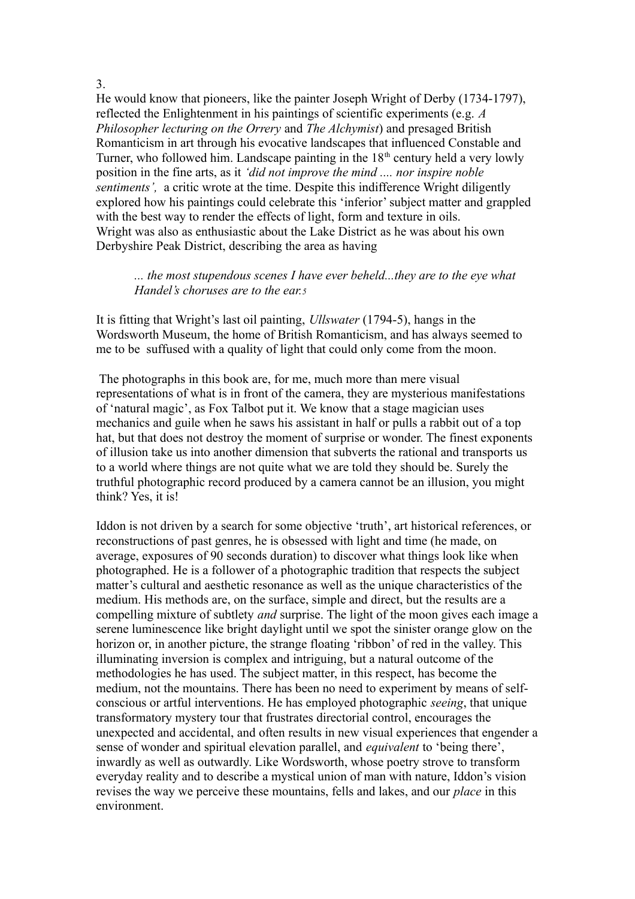He would know that pioneers, like the painter Joseph Wright of Derby (1734-1797), reflected the Enlightenment in his paintings of scientific experiments (e.g. *A Philosopher lecturing on the Orrery* and *The Alchymist*) and presaged British Romanticism in art through his evocative landscapes that influenced Constable and Turner, who followed him. Landscape painting in the 18th century held a very lowly position in the fine arts, as it *'did not improve the mind .... nor inspire noble sentiments',* a critic wrote at the time. Despite this indifference Wright diligently explored how his paintings could celebrate this 'inferior' subject matter and grappled with the best way to render the effects of light, form and texture in oils.
Wright was also as enthusiastic about the Lake District as he was about his own Derbyshire Peak District, describing the area as having

> *... the most stupendous scenes I have ever beheld...they are to the eye what Handel's choruses are to the ear.*[5]

It is fitting that Wright's last oil painting, *Ullswater* (1794-5), hangs in the Wordsworth Museum, the home of British Romanticism, and has always seemed to me to be suffused with a quality of light that could only come from the moon.

The photographs in this book are, for me, much more than mere visual representations of what is in front of the camera, they are mysterious manifestations of 'natural magic', as Fox Talbot put it. We know that a stage magician uses mechanics and guile when he saws his assistant in half or pulls a rabbit out of a top hat, but that does not destroy the moment of surprise or wonder. The finest exponents of illusion take us into another dimension that subverts the rational and transports us to a world where things are not quite what we are told they should be. Surely the truthful photographic record produced by a camera cannot be an illusion, you might think? Yes, it is!

Iddon is not driven by a search for some objective 'truth', art historical references, or reconstructions of past genres, he is obsessed with light and time (he made, on average, exposures of 90 seconds duration) to discover what things look like when photographed. He is a follower of a photographic tradition that respects the subject matter's cultural and aesthetic resonance as well as the unique characteristics of the medium. His methods are, on the surface, simple and direct, but the results are a compelling mixture of subtlety *and* surprise. The light of the moon gives each image a serene luminescence like bright daylight until we spot the sinister orange glow on the horizon or, in another picture, the strange floating 'ribbon' of red in the valley. This illuminating inversion is complex and intriguing, but a natural outcome of the methodologies he has used. The subject matter, in this respect, has become the medium, not the mountains. There has been no need to experiment by means of self-conscious or artful interventions. He has employed photographic *seeing*, that unique transformatory mystery tour that frustrates directorial control, encourages the unexpected and accidental, and often results in new visual experiences that engender a sense of wonder and spiritual elevation parallel, and *equivalent* to 'being there', inwardly as well as outwardly. Like Wordsworth, whose poetry strove to transform everyday reality and to describe a mystical union of man with nature, Iddon's vision revises the way we perceive these mountains, fells and lakes, and our *place* in this environment.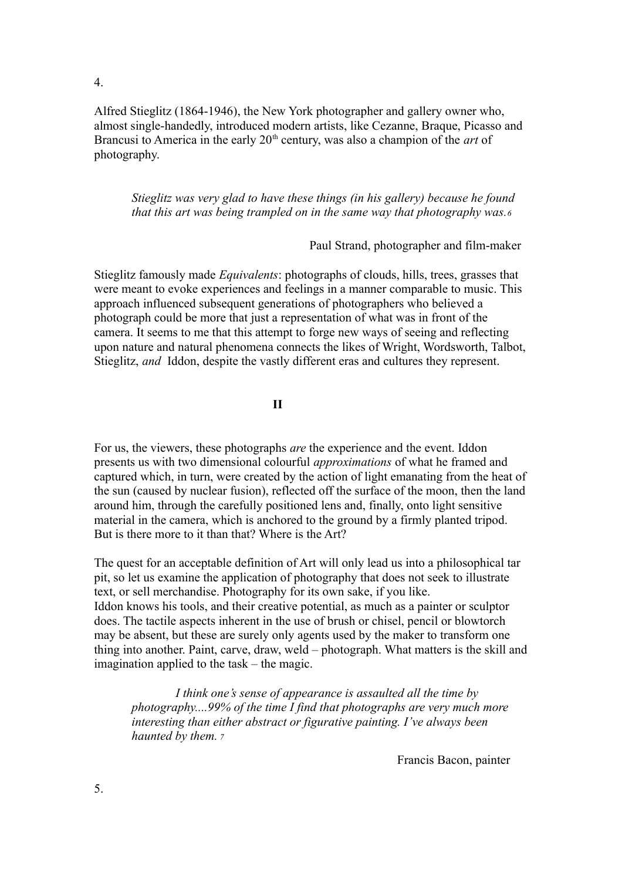Alfred Stieglitz (1864-1946), the New York photographer and gallery owner who, almost single-handedly, introduced modern artists, like Cezanne, Braque, Picasso and Brancusi to America in the early 20th century, was also a champion of the *art* of photography.

> *Stieglitz was very glad to have these things (in his gallery) because he found that this art was being trampled on in the same way that photography was.* [6]
>
> Paul Strand, photographer and film-maker

Stieglitz famously made *Equivalents*: photographs of clouds, hills, trees, grasses that were meant to evoke experiences and feelings in a manner comparable to music. This approach influenced subsequent generations of photographers who believed a photograph could be more that just a representation of what was in front of the camera. It seems to me that this attempt to forge new ways of seeing and reflecting upon nature and natural phenomena connects the likes of Wright, Wordsworth, Talbot, Stieglitz, *and* Iddon, despite the vastly different eras and cultures they represent.

## II

For us, the viewers, these photographs *are* the experience and the event. Iddon presents us with two dimensional colourful *approximations* of what he framed and captured which, in turn, were created by the action of light emanating from the heat of the sun (caused by nuclear fusion), reflected off the surface of the moon, then the land around him, through the carefully positioned lens and, finally, onto light sensitive material in the camera, which is anchored to the ground by a firmly planted tripod. But is there more to it than that? Where is the Art?

The quest for an acceptable definition of Art will only lead us into a philosophical tar pit, so let us examine the application of photography that does not seek to illustrate text, or sell merchandise. Photography for its own sake, if you like.
Iddon knows his tools, and their creative potential, as much as a painter or sculptor does. The tactile aspects inherent in the use of brush or chisel, pencil or blowtorch may be absent, but these are surely only agents used by the maker to transform one thing into another. Paint, carve, draw, weld – photograph. What matters is the skill and imagination applied to the task – the magic.

> *I think one's sense of appearance is assaulted all the time by photography....99% of the time I find that photographs are very much more interesting than either abstract or figurative painting. I've always been haunted by them.* [7]
>
> Francis Bacon, painter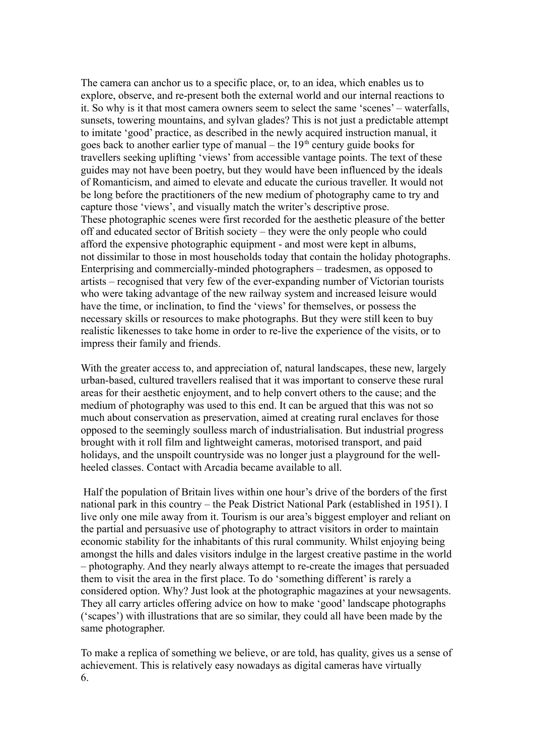The camera can anchor us to a specific place, or, to an idea, which enables us to explore, observe, and re-present both the external world and our internal reactions to it. So why is it that most camera owners seem to select the same 'scenes' – waterfalls, sunsets, towering mountains, and sylvan glades? This is not just a predictable attempt to imitate 'good' practice, as described in the newly acquired instruction manual, it goes back to another earlier type of manual – the 19th century guide books for travellers seeking uplifting 'views' from accessible vantage points. The text of these guides may not have been poetry, but they would have been influenced by the ideals of Romanticism, and aimed to elevate and educate the curious traveller. It would not be long before the practitioners of the new medium of photography came to try and capture those 'views', and visually match the writer's descriptive prose.
These photographic scenes were first recorded for the aesthetic pleasure of the better off and educated sector of British society – they were the only people who could afford the expensive photographic equipment - and most were kept in albums, not dissimilar to those in most households today that contain the holiday photographs. Enterprising and commercially-minded photographers – tradesmen, as opposed to artists – recognised that very few of the ever-expanding number of Victorian tourists who were taking advantage of the new railway system and increased leisure would have the time, or inclination, to find the 'views' for themselves, or possess the necessary skills or resources to make photographs. But they were still keen to buy realistic likenesses to take home in order to re-live the experience of the visits, or to impress their family and friends.

With the greater access to, and appreciation of, natural landscapes, these new, largely urban-based, cultured travellers realised that it was important to conserve these rural areas for their aesthetic enjoyment, and to help convert others to the cause; and the medium of photography was used to this end. It can be argued that this was not so much about conservation as preservation, aimed at creating rural enclaves for those opposed to the seemingly soulless march of industrialisation. But industrial progress brought with it roll film and lightweight cameras, motorised transport, and paid holidays, and the unspoilt countryside was no longer just a playground for the well-heeled classes. Contact with Arcadia became available to all.

Half the population of Britain lives within one hour's drive of the borders of the first national park in this country – the Peak District National Park (established in 1951). I live only one mile away from it. Tourism is our area's biggest employer and reliant on the partial and persuasive use of photography to attract visitors in order to maintain economic stability for the inhabitants of this rural community. Whilst enjoying being amongst the hills and dales visitors indulge in the largest creative pastime in the world – photography. And they nearly always attempt to re-create the images that persuaded them to visit the area in the first place. To do 'something different' is rarely a considered option. Why? Just look at the photographic magazines at your newsagents. They all carry articles offering advice on how to make 'good' landscape photographs ('scapes') with illustrations that are so similar, they could all have been made by the same photographer.

To make a replica of something we believe, or are told, has quality, gives us a sense of achievement. This is relatively easy nowadays as digital cameras have virtually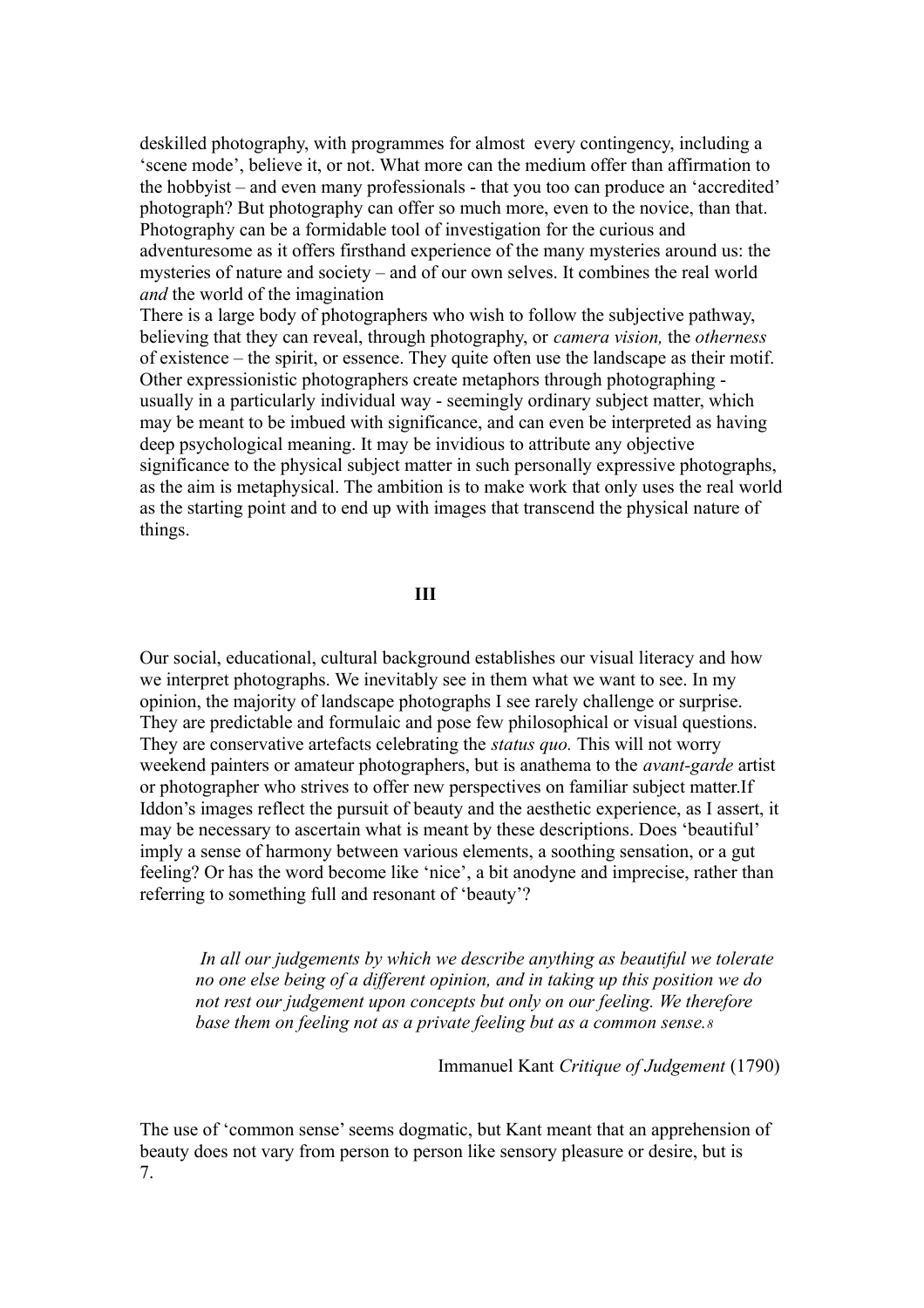deskilled photography, with programmes for almost every contingency, including a 'scene mode', believe it, or not. What more can the medium offer than affirmation to the hobbyist – and even many professionals - that you too can produce an 'accredited' photograph? But photography can offer so much more, even to the novice, than that. Photography can be a formidable tool of investigation for the curious and adventuresome as it offers firsthand experience of the many mysteries around us: the mysteries of nature and society – and of our own selves. It combines the real world *and* the world of the imagination

There is a large body of photographers who wish to follow the subjective pathway, believing that they can reveal, through photography, or *camera vision,* the *otherness* of existence – the spirit, or essence. They quite often use the landscape as their motif. Other expressionistic photographers create metaphors through photographing - usually in a particularly individual way - seemingly ordinary subject matter, which may be meant to be imbued with significance, and can even be interpreted as having deep psychological meaning. It may be invidious to attribute any objective significance to the physical subject matter in such personally expressive photographs, as the aim is metaphysical. The ambition is to make work that only uses the real world as the starting point and to end up with images that transcend the physical nature of things.

## III

Our social, educational, cultural background establishes our visual literacy and how we interpret photographs. We inevitably see in them what we want to see. In my opinion, the majority of landscape photographs I see rarely challenge or surprise. They are predictable and formulaic and pose few philosophical or visual questions. They are conservative artefacts celebrating the *status quo.* This will not worry weekend painters or amateur photographers, but is anathema to the *avant-garde* artist or photographer who strives to offer new perspectives on familiar subject matter.If Iddon's images reflect the pursuit of beauty and the aesthetic experience, as I assert, it may be necessary to ascertain what is meant by these descriptions. Does 'beautiful' imply a sense of harmony between various elements, a soothing sensation, or a gut feeling? Or has the word become like 'nice', a bit anodyne and imprecise, rather than referring to something full and resonant of 'beauty'?

> *In all our judgements by which we describe anything as beautiful we tolerate no one else being of a different opinion, and in taking up this position we do not rest our judgement upon concepts but only on our feeling. We therefore base them on feeling not as a private feeling but as a common sense.*[8]

Immanuel Kant *Critique of Judgement* (1790)

The use of 'common sense' seems dogmatic, but Kant meant that an apprehension of beauty does not vary from person to person like sensory pleasure or desire, but is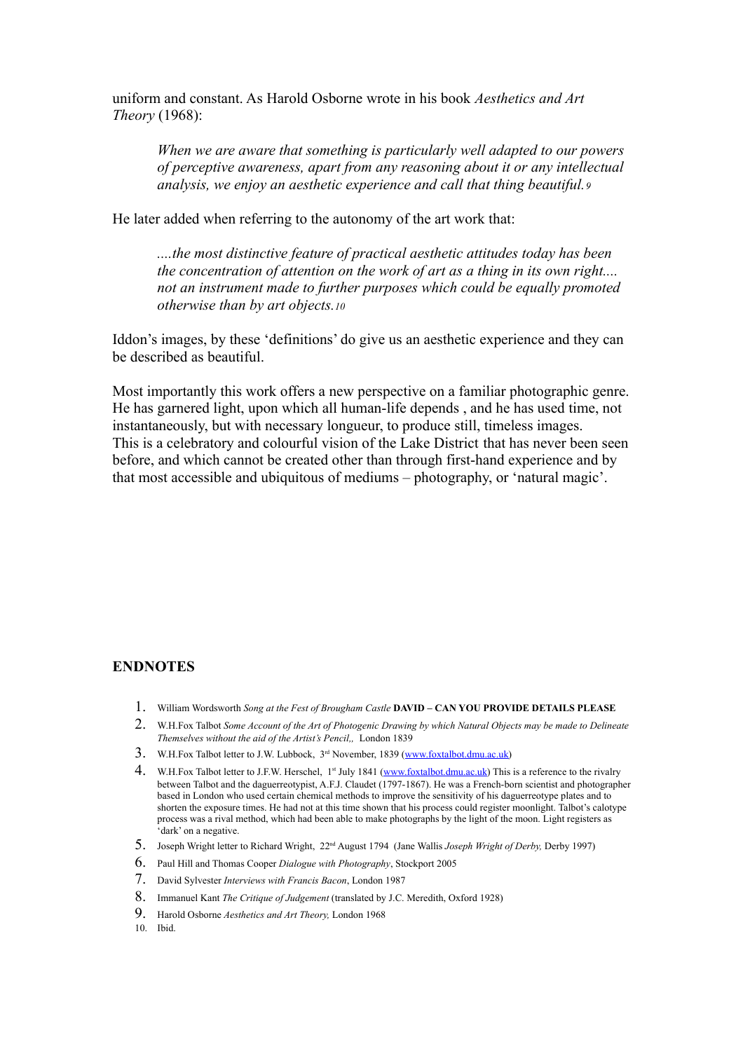uniform and constant. As Harold Osborne wrote in his book *Aesthetics and Art Theory* (1968):

> *When we are aware that something is particularly well adapted to our powers of perceptive awareness, apart from any reasoning about it or any intellectual analysis, we enjoy an aesthetic experience and call that thing beautiful.* [9]

He later added when referring to the autonomy of the art work that:

> *....the most distinctive feature of practical aesthetic attitudes today has been the concentration of attention on the work of art as a thing in its own right.... not an instrument made to further purposes which could be equally promoted otherwise than by art objects.* [10]

Iddon's images, by these 'definitions' do give us an aesthetic experience and they can be described as beautiful.

Most importantly this work offers a new perspective on a familiar photographic genre. He has garnered light, upon which all human-life depends , and he has used time, not instantaneously, but with necessary longueur, to produce still, timeless images. This is a celebratory and colourful vision of the Lake District that has never been seen before, and which cannot be created other than through first-hand experience and by that most accessible and ubiquitous of mediums – photography, or 'natural magic'.

## ENDNOTES

1. William Wordsworth *Song at the Fest of Brougham Castle* **DAVID – CAN YOU PROVIDE DETAILS PLEASE**
2. W.H.Fox Talbot *Some Account of the Art of Photogenic Drawing by which Natural Objects may be made to Delineate Themselves without the aid of the Artist's Pencil,,* London 1839
3. W.H.Fox Talbot letter to J.W. Lubbock, 3rd November, 1839 (www.foxtalbot.dmu.ac.uk)
4. W.H.Fox Talbot letter to J.F.W. Herschel, 1st July 1841 (www.foxtalbot.dmu.ac.uk) This is a reference to the rivalry between Talbot and the daguerreotypist, A.F.J. Claudet (1797-1867). He was a French-born scientist and photographer based in London who used certain chemical methods to improve the sensitivity of his daguerreotype plates and to shorten the exposure times. He had not at this time shown that his process could register moonlight. Talbot's calotype process was a rival method, which had been able to make photographs by the light of the moon. Light registers as 'dark' on a negative.
5. Joseph Wright letter to Richard Wright, 22nd August 1794 (Jane Wallis *Joseph Wright of Derby,* Derby 1997)
6. Paul Hill and Thomas Cooper *Dialogue with Photography*, Stockport 2005
7. David Sylvester *Interviews with Francis Bacon*, London 1987
8. Immanuel Kant *The Critique of Judgement* (translated by J.C. Meredith, Oxford 1928)
9. Harold Osborne *Aesthetics and Art Theory,* London 1968
10. Ibid.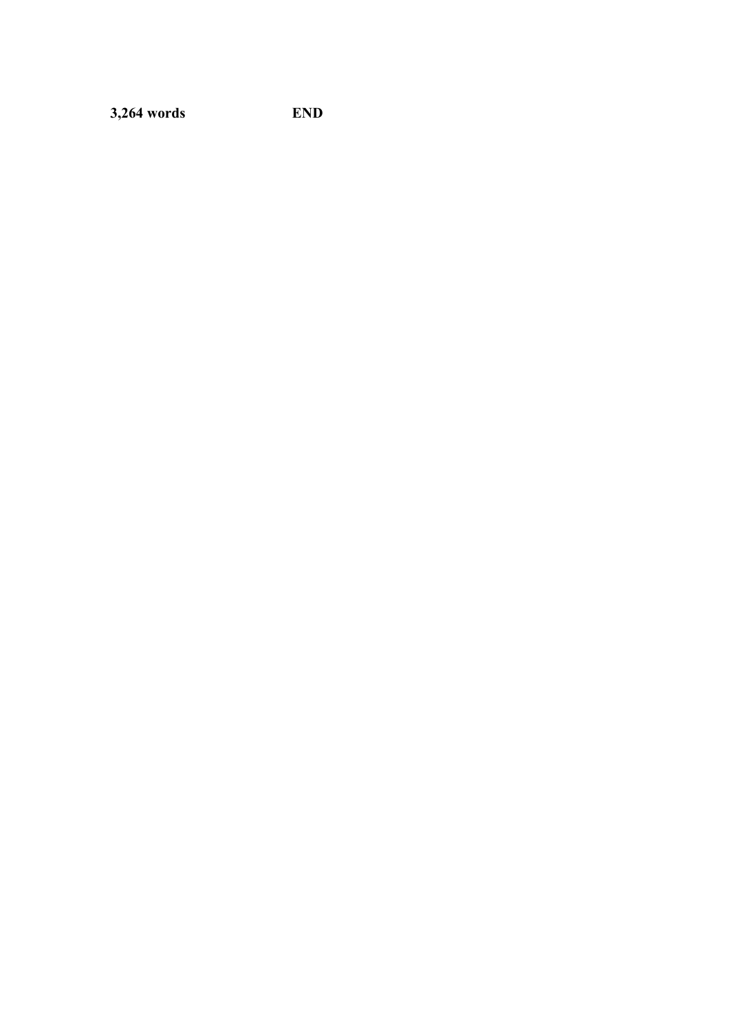**3,264 words** **END**